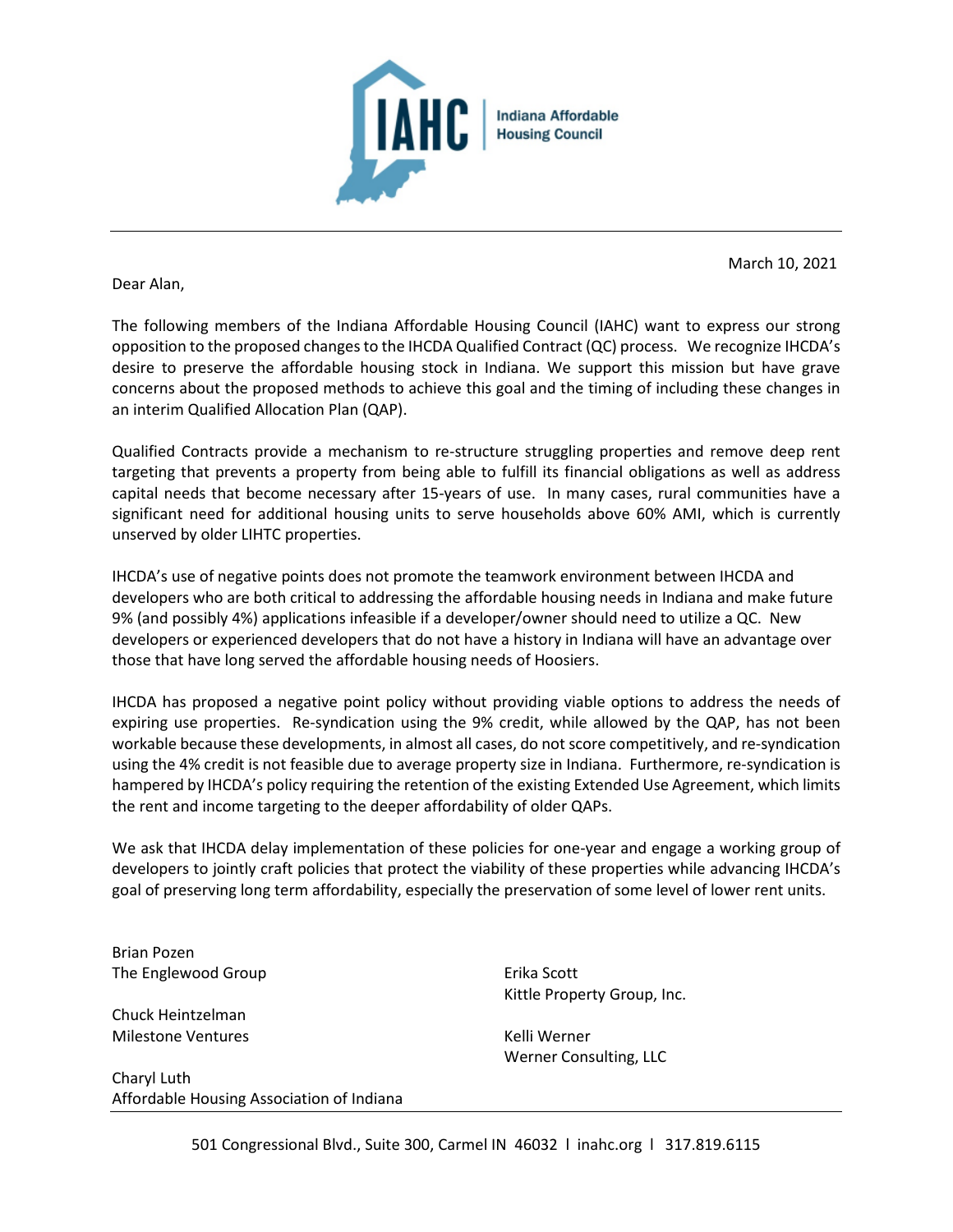**IAHC** | Indiana Affordable Housing Council

March 10, 2021

Dear Alan,

The following members of the Indiana Affordable Housing Council (IAHC) want to express our strong opposition to the proposed changes to the IHCDA Qualified Contract (QC) process. We recognize IHCDA's desire to preserve the affordable housing stock in Indiana. We support this mission but have grave concerns about the proposed methods to achieve this goal and the timing of including these changes in an interim Qualified Allocation Plan (QAP).

Qualified Contracts provide a mechanism to re-structure struggling properties and remove deep rent targeting that prevents a property from being able to fulfill its financial obligations as well as address capital needs that become necessary after 15-years of use. In many cases, rural communities have a significant need for additional housing units to serve households above 60% AMI, which is currently unserved by older LIHTC properties.

IHCDA's use of negative points does not promote the teamwork environment between IHCDA and developers who are both critical to addressing the affordable housing needs in Indiana and make future 9% (and possibly 4%) applications infeasible if a developer/owner should need to utilize a QC. New developers or experienced developers that do not have a history in Indiana will have an advantage over those that have long served the affordable housing needs of Hoosiers.

IHCDA has proposed a negative point policy without providing viable options to address the needs of expiring use properties. Re-syndication using the 9% credit, while allowed by the QAP, has not been workable because these developments, in almost all cases, do not score competitively, and re-syndication using the 4% credit is not feasible due to average property size in Indiana. Furthermore, re-syndication is hampered by IHCDA's policy requiring the retention of the existing Extended Use Agreement, which limits the rent and income targeting to the deeper affordability of older QAPs.

We ask that IHCDA delay implementation of these policies for one-year and engage a working group of developers to jointly craft policies that protect the viability of these properties while advancing IHCDA's goal of preserving long term affordability, especially the preservation of some level of lower rent units.

Brian Pozen
The Englewood Group

Chuck Heintzelman
Milestone Ventures

Charyl Luth
Affordable Housing Association of Indiana

Erika Scott
Kittle Property Group, Inc.

Kelli Werner
Werner Consulting, LLC

501 Congressional Blvd., Suite 300, Carmel IN 46032 l inahc.org l 317.819.6115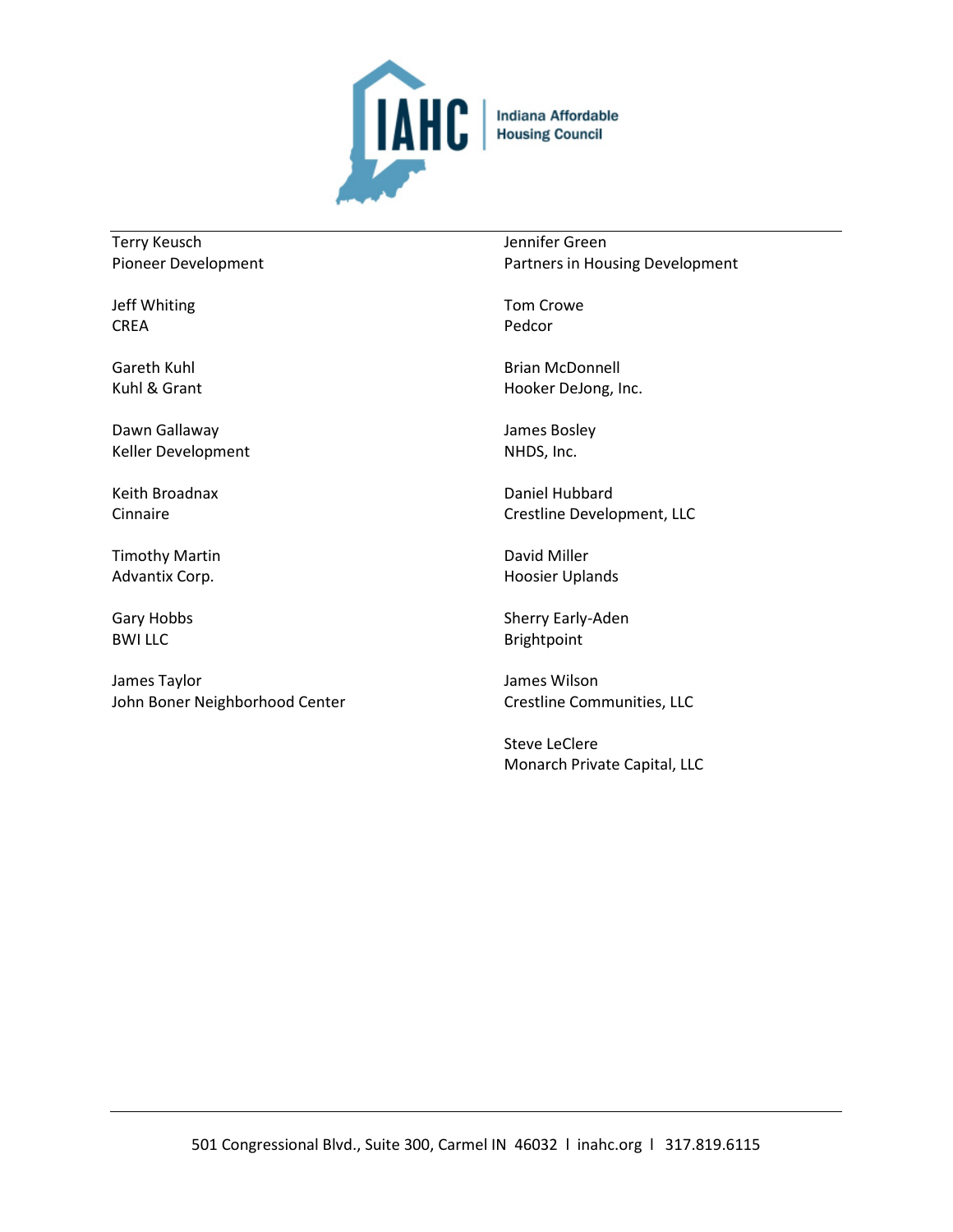Indiana Affordable Housing Council

Terry Keusch
Pioneer Development

Jeff Whiting
CREA

Gareth Kuhl
Kuhl & Grant

Dawn Gallaway
Keller Development

Keith Broadnax
Cinnaire

Timothy Martin
Advantix Corp.

Gary Hobbs
BWI LLC

James Taylor
John Boner Neighborhood Center

Jennifer Green
Partners in Housing Development

Tom Crowe
Pedcor

Brian McDonnell
Hooker DeJong, Inc.

James Bosley
NHDS, Inc.

Daniel Hubbard
Crestline Development, LLC

David Miller
Hoosier Uplands

Sherry Early-Aden
Brightpoint

James Wilson
Crestline Communities, LLC

Steve LeClere
Monarch Private Capital, LLC

501 Congressional Blvd., Suite 300, Carmel IN 46032 | inahc.org | 317.819.6115